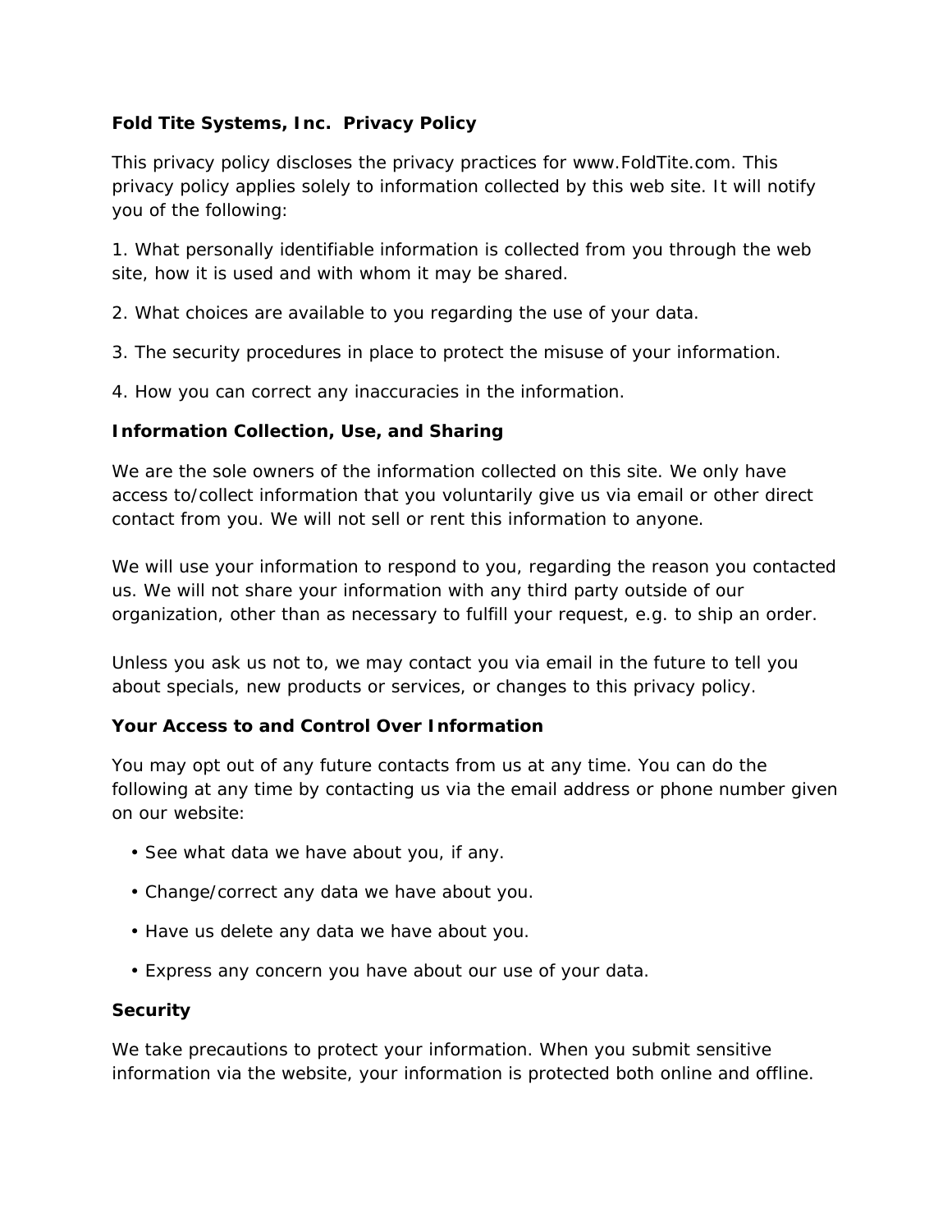# Fold Tite Systems, Inc.  Privacy Policy

This privacy policy discloses the privacy practices for www.FoldTite.com. This privacy policy applies solely to information collected by this web site. It will notify you of the following:

1. What personally identifiable information is collected from you through the web site, how it is used and with whom it may be shared.

2. What choices are available to you regarding the use of your data.

3. The security procedures in place to protect the misuse of your information.

4. How you can correct any inaccuracies in the information.

## Information Collection, Use, and Sharing

We are the sole owners of the information collected on this site. We only have access to/collect information that you voluntarily give us via email or other direct contact from you. We will not sell or rent this information to anyone.

We will use your information to respond to you, regarding the reason you contacted us. We will not share your information with any third party outside of our organization, other than as necessary to fulfill your request, e.g. to ship an order.

Unless you ask us not to, we may contact you via email in the future to tell you about specials, new products or services, or changes to this privacy policy.

## Your Access to and Control Over Information

You may opt out of any future contacts from us at any time. You can do the following at any time by contacting us via the email address or phone number given on our website:

- See what data we have about you, if any.
- Change/correct any data we have about you.
- Have us delete any data we have about you.
- Express any concern you have about our use of your data.

## Security

We take precautions to protect your information. When you submit sensitive information via the website, your information is protected both online and offline.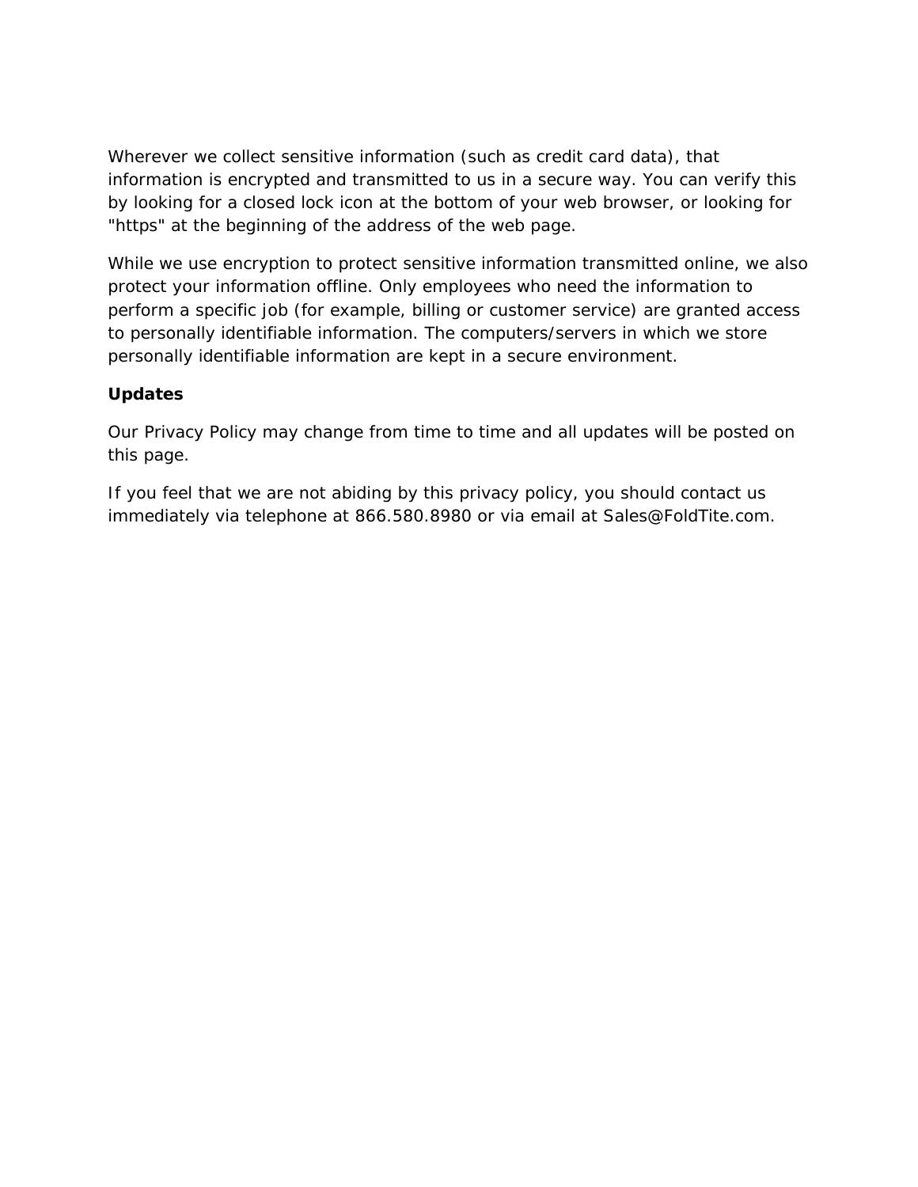Wherever we collect sensitive information (such as credit card data), that information is encrypted and transmitted to us in a secure way. You can verify this by looking for a closed lock icon at the bottom of your web browser, or looking for "https" at the beginning of the address of the web page.

While we use encryption to protect sensitive information transmitted online, we also protect your information offline. Only employees who need the information to perform a specific job (for example, billing or customer service) are granted access to personally identifiable information. The computers/servers in which we store personally identifiable information are kept in a secure environment.

**Updates**

Our Privacy Policy may change from time to time and all updates will be posted on this page.

If you feel that we are not abiding by this privacy policy, you should contact us immediately via telephone at 866.580.8980 or via email at Sales@FoldTite.com.